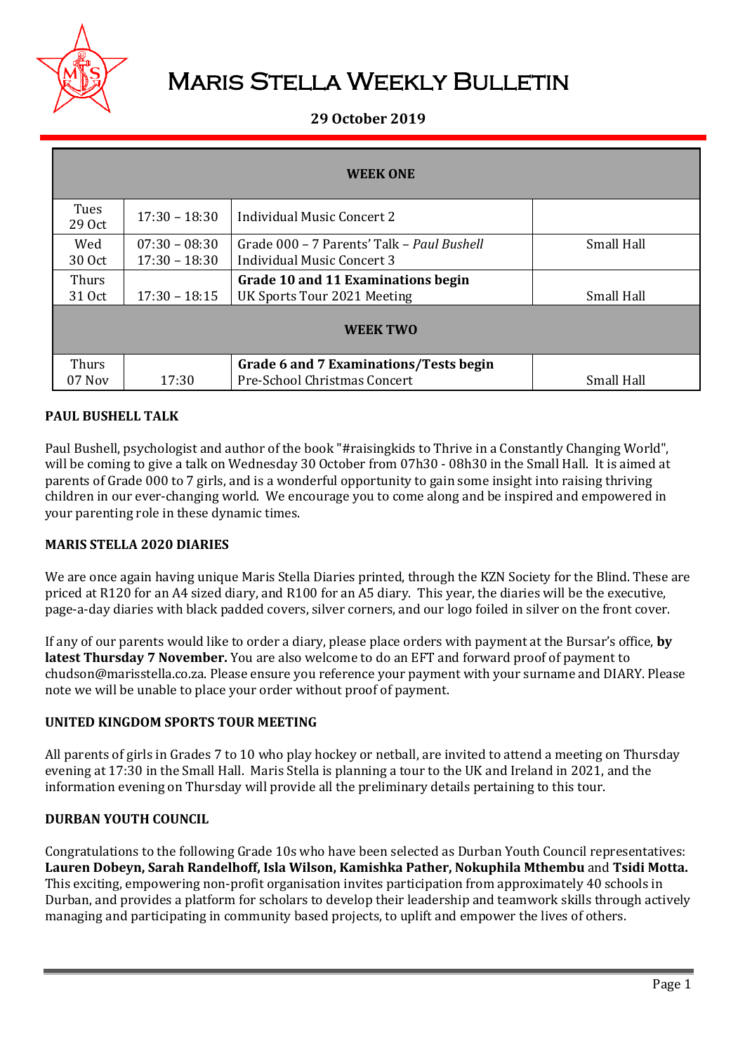# Maris Stella Weekly Bulletin

**29 October 2019**

| WEEK ONE | | | |
|---|---|---|---|
| Tues 29 Oct | 17:30 – 18:30 | Individual Music Concert 2 | |
| Wed 30 Oct | 07:30 – 08:30<br>17:30 – 18:30 | Grade 000 – 7 Parents' Talk – *Paul Bushell*<br>Individual Music Concert 3 | Small Hall |
| Thurs 31 Oct | <br>17:30 – 18:15 | **Grade 10 and 11 Examinations begin**<br>UK Sports Tour 2021 Meeting | <br>Small Hall |
| **WEEK TWO** | | | |
| Thurs 07 Nov | <br>17:30 | **Grade 6 and 7 Examinations/Tests begin**<br>Pre-School Christmas Concert | <br>Small Hall |

**PAUL BUSHELL TALK**

Paul Bushell, psychologist and author of the book "#raisingkids to Thrive in a Constantly Changing World", will be coming to give a talk on Wednesday 30 October from 07h30 - 08h30 in the Small Hall. It is aimed at parents of Grade 000 to 7 girls, and is a wonderful opportunity to gain some insight into raising thriving children in our ever-changing world. We encourage you to come along and be inspired and empowered in your parenting role in these dynamic times.

**MARIS STELLA 2020 DIARIES**

We are once again having unique Maris Stella Diaries printed, through the KZN Society for the Blind. These are priced at R120 for an A4 sized diary, and R100 for an A5 diary. This year, the diaries will be the executive, page-a-day diaries with black padded covers, silver corners, and our logo foiled in silver on the front cover.

If any of our parents would like to order a diary, please place orders with payment at the Bursar's office, **by latest Thursday 7 November.** You are also welcome to do an EFT and forward proof of payment to chudson@marisstella.co.za. Please ensure you reference your payment with your surname and DIARY. Please note we will be unable to place your order without proof of payment.

**UNITED KINGDOM SPORTS TOUR MEETING**

All parents of girls in Grades 7 to 10 who play hockey or netball, are invited to attend a meeting on Thursday evening at 17:30 in the Small Hall. Maris Stella is planning a tour to the UK and Ireland in 2021, and the information evening on Thursday will provide all the preliminary details pertaining to this tour.

**DURBAN YOUTH COUNCIL**

Congratulations to the following Grade 10s who have been selected as Durban Youth Council representatives: **Lauren Dobeyn, Sarah Randelhoff, Isla Wilson, Kamishka Pather, Nokuphila Mthembu** and **Tsidi Motta.** This exciting, empowering non-profit organisation invites participation from approximately 40 schools in Durban, and provides a platform for scholars to develop their leadership and teamwork skills through actively managing and participating in community based projects, to uplift and empower the lives of others.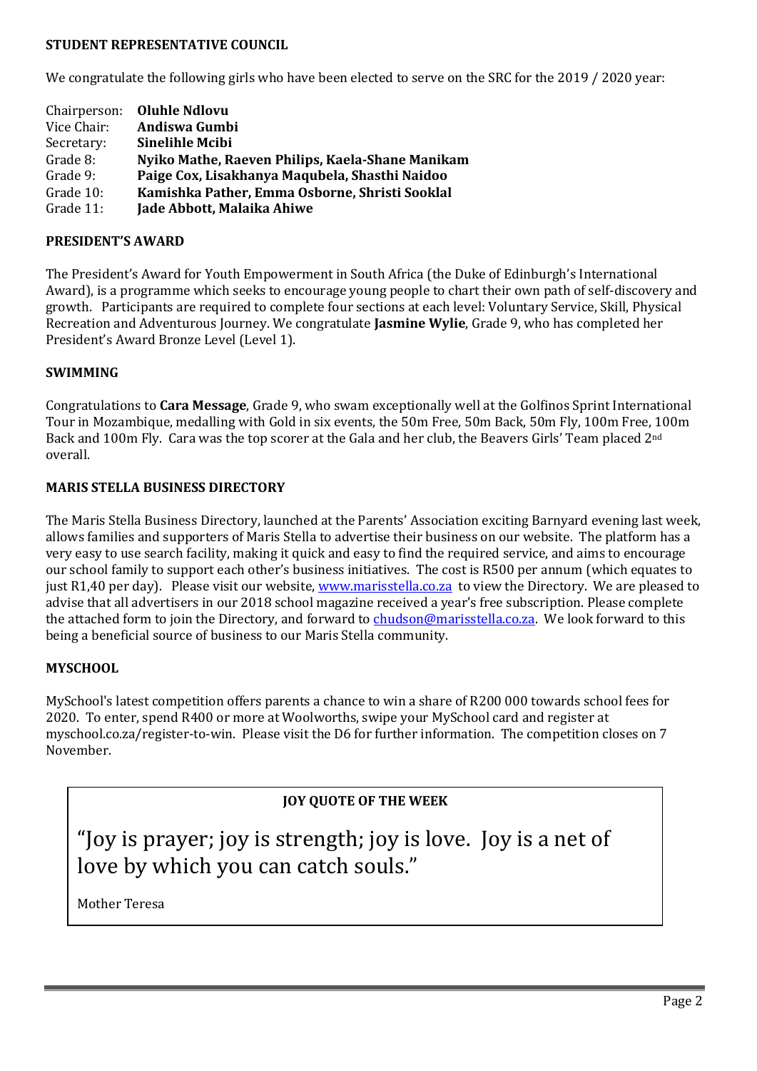## STUDENT REPRESENTATIVE COUNCIL

We congratulate the following girls who have been elected to serve on the SRC for the 2019 / 2020 year:

| | |
|---|---|
| Chairperson: | **Oluhle Ndlovu** |
| Vice Chair: | **Andiswa Gumbi** |
| Secretary: | **Sinelihle Mcibi** |
| Grade 8: | **Nyiko Mathe, Raeven Philips, Kaela-Shane Manikam** |
| Grade 9: | **Paige Cox, Lisakhanya Maqubela, Shasthi Naidoo** |
| Grade 10: | **Kamishka Pather, Emma Osborne, Shristi Sooklal** |
| Grade 11: | **Jade Abbott, Malaika Ahiwe** |

## PRESIDENT'S AWARD

The President's Award for Youth Empowerment in South Africa (the Duke of Edinburgh's International Award), is a programme which seeks to encourage young people to chart their own path of self-discovery and growth. Participants are required to complete four sections at each level: Voluntary Service, Skill, Physical Recreation and Adventurous Journey. We congratulate **Jasmine Wylie**, Grade 9, who has completed her President's Award Bronze Level (Level 1).

## SWIMMING

Congratulations to **Cara Message**, Grade 9, who swam exceptionally well at the Golfinos Sprint International Tour in Mozambique, medalling with Gold in six events, the 50m Free, 50m Back, 50m Fly, 100m Free, 100m Back and 100m Fly. Cara was the top scorer at the Gala and her club, the Beavers Girls' Team placed 2nd overall.

## MARIS STELLA BUSINESS DIRECTORY

The Maris Stella Business Directory, launched at the Parents' Association exciting Barnyard evening last week, allows families and supporters of Maris Stella to advertise their business on our website. The platform has a very easy to use search facility, making it quick and easy to find the required service, and aims to encourage our school family to support each other's business initiatives. The cost is R500 per annum (which equates to just R1,40 per day). Please visit our website, www.marisstella.co.za to view the Directory. We are pleased to advise that all advertisers in our 2018 school magazine received a year's free subscription. Please complete the attached form to join the Directory, and forward to chudson@marisstella.co.za. We look forward to this being a beneficial source of business to our Maris Stella community.

## MYSCHOOL

MySchool's latest competition offers parents a chance to win a share of R200 000 towards school fees for 2020. To enter, spend R400 or more at Woolworths, swipe your MySchool card and register at myschool.co.za/register-to-win. Please visit the D6 for further information. The competition closes on 7 November.

**JOY QUOTE OF THE WEEK**

"Joy is prayer; joy is strength; joy is love. Joy is a net of love by which you can catch souls."

Mother Teresa